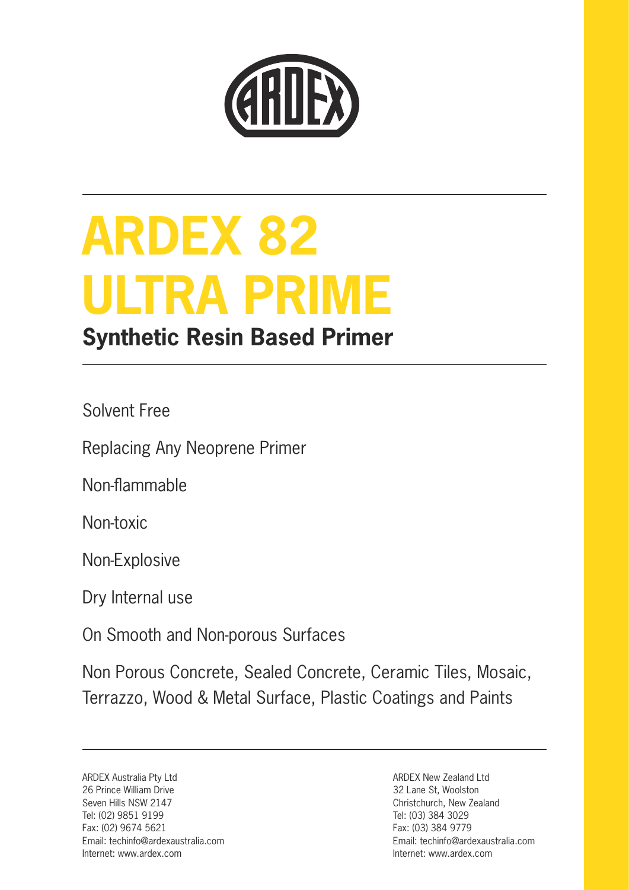# ARDEX 82 ULTRA PRIME

## Synthetic Resin Based Primer

Solvent Free

Replacing Any Neoprene Primer

Non-flammable

Non-toxic

Non-Explosive

Dry Internal use

On Smooth and Non-porous Surfaces

Non Porous Concrete, Sealed Concrete, Ceramic Tiles, Mosaic, Terrazzo, Wood & Metal Surface, Plastic Coatings and Paints

ARDEX Australia Pty Ltd
26 Prince William Drive
Seven Hills NSW 2147
Tel: (02) 9851 9199
Fax: (02) 9674 5621
Email: techinfo@ardexaustralia.com
Internet: www.ardex.com

ARDEX New Zealand Ltd
32 Lane St, Woolston
Christchurch, New Zealand
Tel: (03) 384 3029
Fax: (03) 384 9779
Email: techinfo@ardexaustralia.com
Internet: www.ardex.com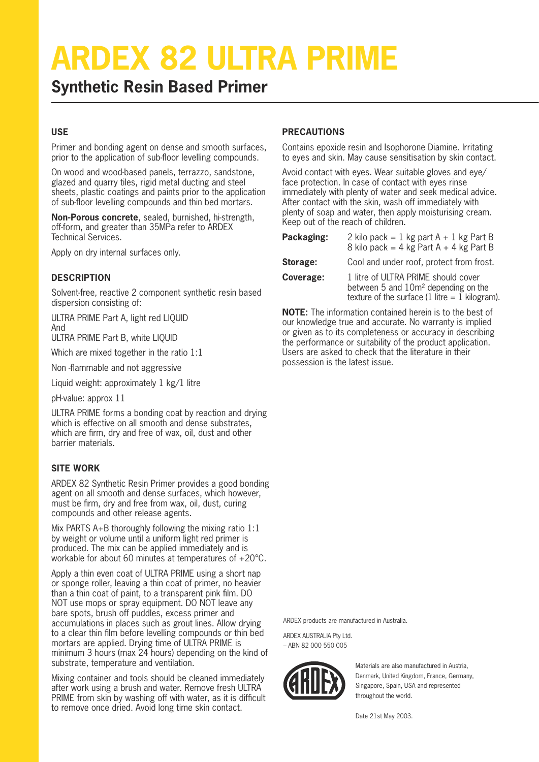# ARDEX 82 ULTRA PRIME

## Synthetic Resin Based Primer

### USE

Primer and bonding agent on dense and smooth surfaces, prior to the application of sub-floor levelling compounds.

On wood and wood-based panels, terrazzo, sandstone, glazed and quarry tiles, rigid metal ducting and steel sheets, plastic coatings and paints prior to the application of sub-floor levelling compounds and thin bed mortars.

**Non-Porous concrete**, sealed, burnished, hi-strength, off-form, and greater than 35MPa refer to ARDEX Technical Services.

Apply on dry internal surfaces only.

### DESCRIPTION

Solvent-free, reactive 2 component synthetic resin based dispersion consisting of:

ULTRA PRIME Part A, light red LIQUID
And
ULTRA PRIME Part B, white LIQUID

Which are mixed together in the ratio 1:1

Non -flammable and not aggressive

Liquid weight: approximately 1 kg/1 litre

pH-value: approx 11

ULTRA PRIME forms a bonding coat by reaction and drying which is effective on all smooth and dense substrates, which are firm, dry and free of wax, oil, dust and other barrier materials.

### SITE WORK

ARDEX 82 Synthetic Resin Primer provides a good bonding agent on all smooth and dense surfaces, which however, must be firm, dry and free from wax, oil, dust, curing compounds and other release agents.

Mix PARTS A+B thoroughly following the mixing ratio 1:1 by weight or volume until a uniform light red primer is produced. The mix can be applied immediately and is workable for about 60 minutes at temperatures of +20°C.

Apply a thin even coat of ULTRA PRIME using a short nap or sponge roller, leaving a thin coat of primer, no heavier than a thin coat of paint, to a transparent pink film. DO NOT use mops or spray equipment. DO NOT leave any bare spots, brush off puddles, excess primer and accumulations in places such as grout lines. Allow drying to a clear thin film before levelling compounds or thin bed mortars are applied. Drying time of ULTRA PRIME is minimum 3 hours (max 24 hours) depending on the kind of substrate, temperature and ventilation.

Mixing container and tools should be cleaned immediately after work using a brush and water. Remove fresh ULTRA PRIME from skin by washing off with water, as it is difficult to remove once dried. Avoid long time skin contact.

### PRECAUTIONS

Contains epoxide resin and Isophorone Diamine. Irritating to eyes and skin. May cause sensitisation by skin contact.

Avoid contact with eyes. Wear suitable gloves and eye/face protection. In case of contact with eyes rinse immediately with plenty of water and seek medical advice. After contact with the skin, wash off immediately with plenty of soap and water, then apply moisturising cream. Keep out of the reach of children.

**Packaging:** 2 kilo pack = 1 kg part A + 1 kg Part B
8 kilo pack = 4 kg Part A + 4 kg Part B

**Storage:** Cool and under roof, protect from frost.

**Coverage:** 1 litre of ULTRA PRIME should cover between 5 and 10m² depending on the texture of the surface (1 litre = 1 kilogram).

**NOTE:** The information contained herein is to the best of our knowledge true and accurate. No warranty is implied or given as to its completeness or accuracy in describing the performance or suitability of the product application. Users are asked to check that the literature in their possession is the latest issue.

ARDEX products are manufactured in Australia.

ARDEX AUSTRALIA Pty Ltd.
– ABN 82 000 550 005

Materials are also manufactured in Austria, Denmark, United Kingdom, France, Germany, Singapore, Spain, USA and represented throughout the world.

Date 21st May 2003.